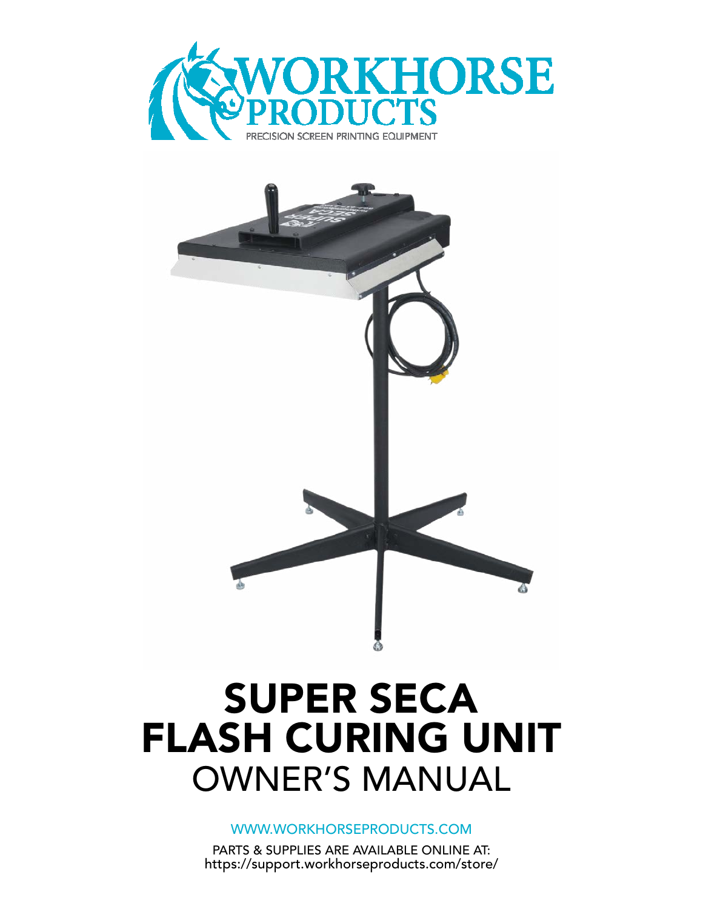WORKHORSE PRODUCTS

PRECISION SCREEN PRINTING EQUIPMENT

# SUPER SECA FLASH CURING UNIT

## OWNER'S MANUAL

WWW.WORKHORSEPRODUCTS.COM

PARTS & SUPPLIES ARE AVAILABLE ONLINE AT:
https://support.workhorseproducts.com/store/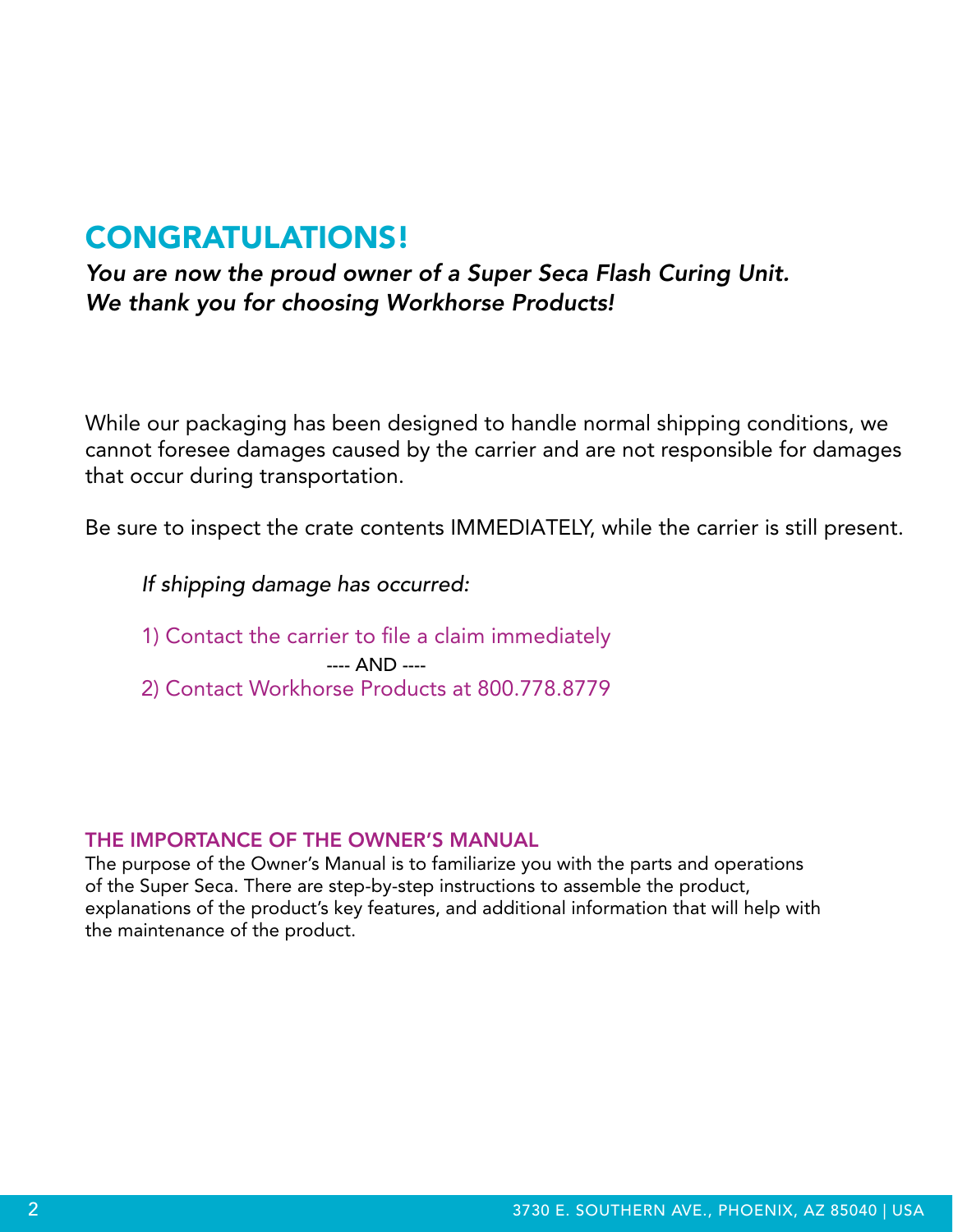# CONGRATULATIONS!

***You are now the proud owner of a Super Seca Flash Curing Unit.***
***We thank you for choosing Workhorse Products!***

While our packaging has been designed to handle normal shipping conditions, we cannot foresee damages caused by the carrier and are not responsible for damages that occur during transportation.

Be sure to inspect the crate contents IMMEDIATELY, while the carrier is still present.

*If shipping damage has occurred:*

1) Contact the carrier to file a claim immediately

---- AND ----

2) Contact Workhorse Products at 800.778.8779

## THE IMPORTANCE OF THE OWNER'S MANUAL

The purpose of the Owner's Manual is to familiarize you with the parts and operations of the Super Seca. There are step-by-step instructions to assemble the product, explanations of the product's key features, and additional information that will help with the maintenance of the product.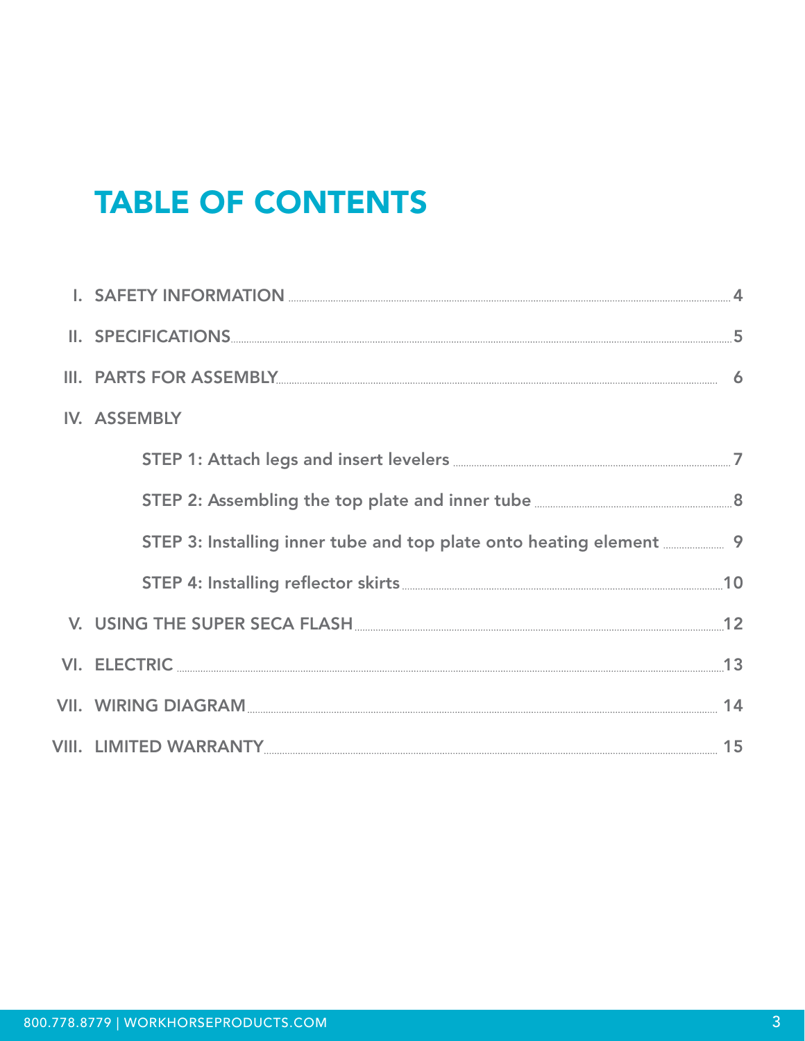# TABLE OF CONTENTS

- I. SAFETY INFORMATION ........ 4
- II. SPECIFICATIONS ........ 5
- III. PARTS FOR ASSEMBLY ........ 6
- IV. ASSEMBLY
  - STEP 1: Attach legs and insert levelers ........ 7
  - STEP 2: Assembling the top plate and inner tube ........ 8
  - STEP 3: Installing inner tube and top plate onto heating element ........ 9
  - STEP 4: Installing reflector skirts ........ 10
- V. USING THE SUPER SECA FLASH ........ 12
- VI. ELECTRIC ........ 13
- VII. WIRING DIAGRAM ........ 14
- VIII. LIMITED WARRANTY ........ 15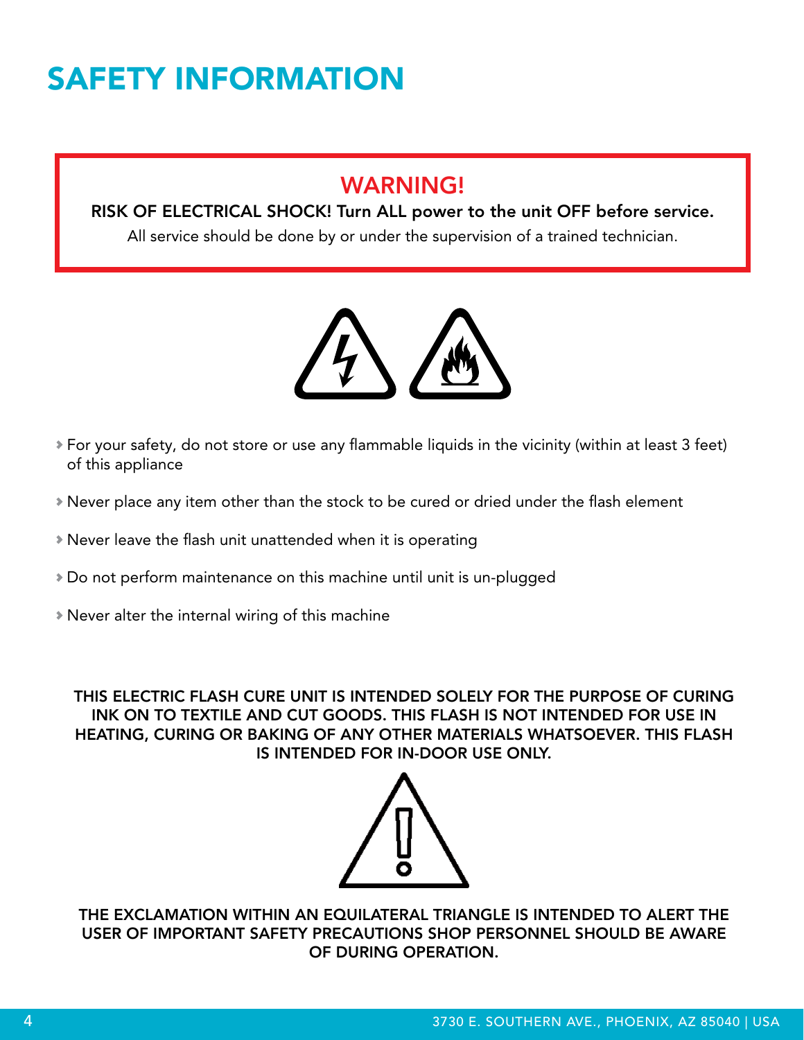# SAFETY INFORMATION

## WARNING!

**RISK OF ELECTRICAL SHOCK! Turn ALL power to the unit OFF before service.**

All service should be done by or under the supervision of a trained technician.

- For your safety, do not store or use any flammable liquids in the vicinity (within at least 3 feet) of this appliance
- Never place any item other than the stock to be cured or dried under the flash element
- Never leave the flash unit unattended when it is operating
- Do not perform maintenance on this machine until unit is un-plugged
- Never alter the internal wiring of this machine

**THIS ELECTRIC FLASH CURE UNIT IS INTENDED SOLELY FOR THE PURPOSE OF CURING INK ON TO TEXTILE AND CUT GOODS. THIS FLASH IS NOT INTENDED FOR USE IN HEATING, CURING OR BAKING OF ANY OTHER MATERIALS WHATSOEVER. THIS FLASH IS INTENDED FOR IN-DOOR USE ONLY.**

**THE EXCLAMATION WITHIN AN EQUILATERAL TRIANGLE IS INTENDED TO ALERT THE USER OF IMPORTANT SAFETY PRECAUTIONS SHOP PERSONNEL SHOULD BE AWARE OF DURING OPERATION.**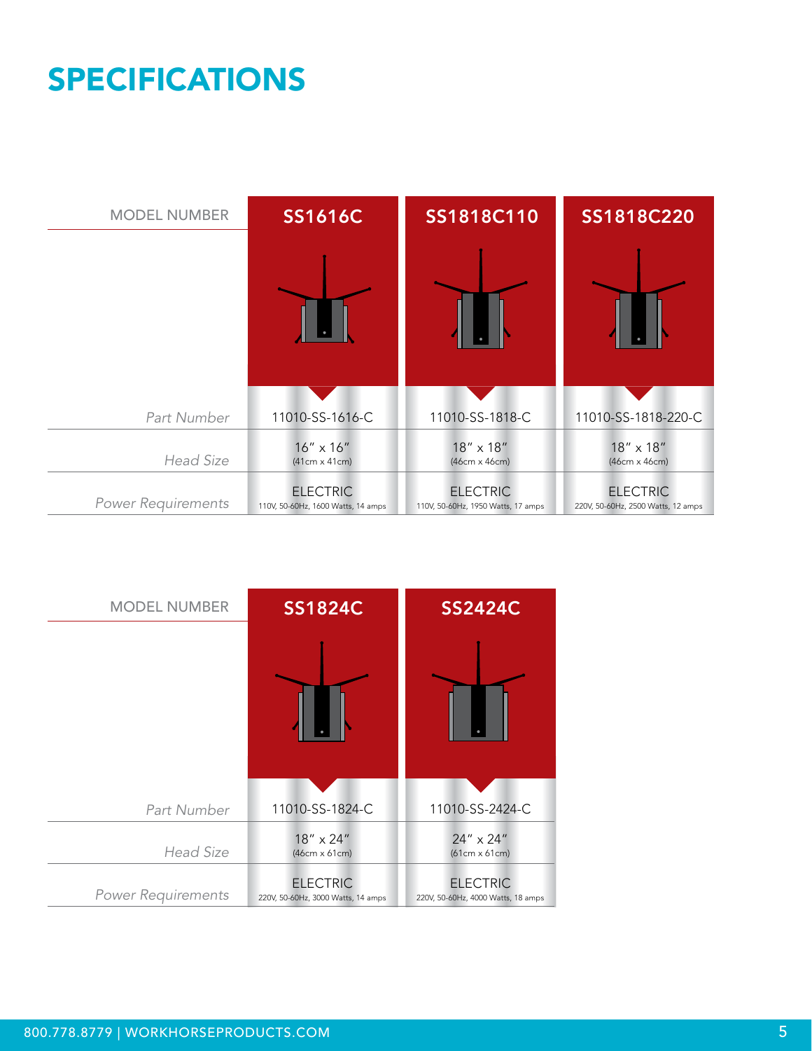# SPECIFICATIONS

| MODEL NUMBER | SS1616C | SS1818C110 | SS1818C220 |
|---|---|---|---|
| *Part Number* | 11010-SS-1616-C | 11010-SS-1818-C | 11010-SS-1818-220-C |
| *Head Size* | 16" x 16" (41cm x 41cm) | 18" x 18" (46cm x 46cm) | 18" x 18" (46cm x 46cm) |
| *Power Requirements* | ELECTRIC 110V, 50-60Hz, 1600 Watts, 14 amps | ELECTRIC 110V, 50-60Hz, 1950 Watts, 17 amps | ELECTRIC 220V, 50-60Hz, 2500 Watts, 12 amps |

| MODEL NUMBER | SS1824C | SS2424C |
|---|---|---|
| *Part Number* | 11010-SS-1824-C | 11010-SS-2424-C |
| *Head Size* | 18" x 24" (46cm x 61cm) | 24" x 24" (61cm x 61cm) |
| *Power Requirements* | ELECTRIC 220V, 50-60Hz, 3000 Watts, 14 amps | ELECTRIC 220V, 50-60Hz, 4000 Watts, 18 amps |

800.778.8779 | WORKHORSEPRODUCTS.COM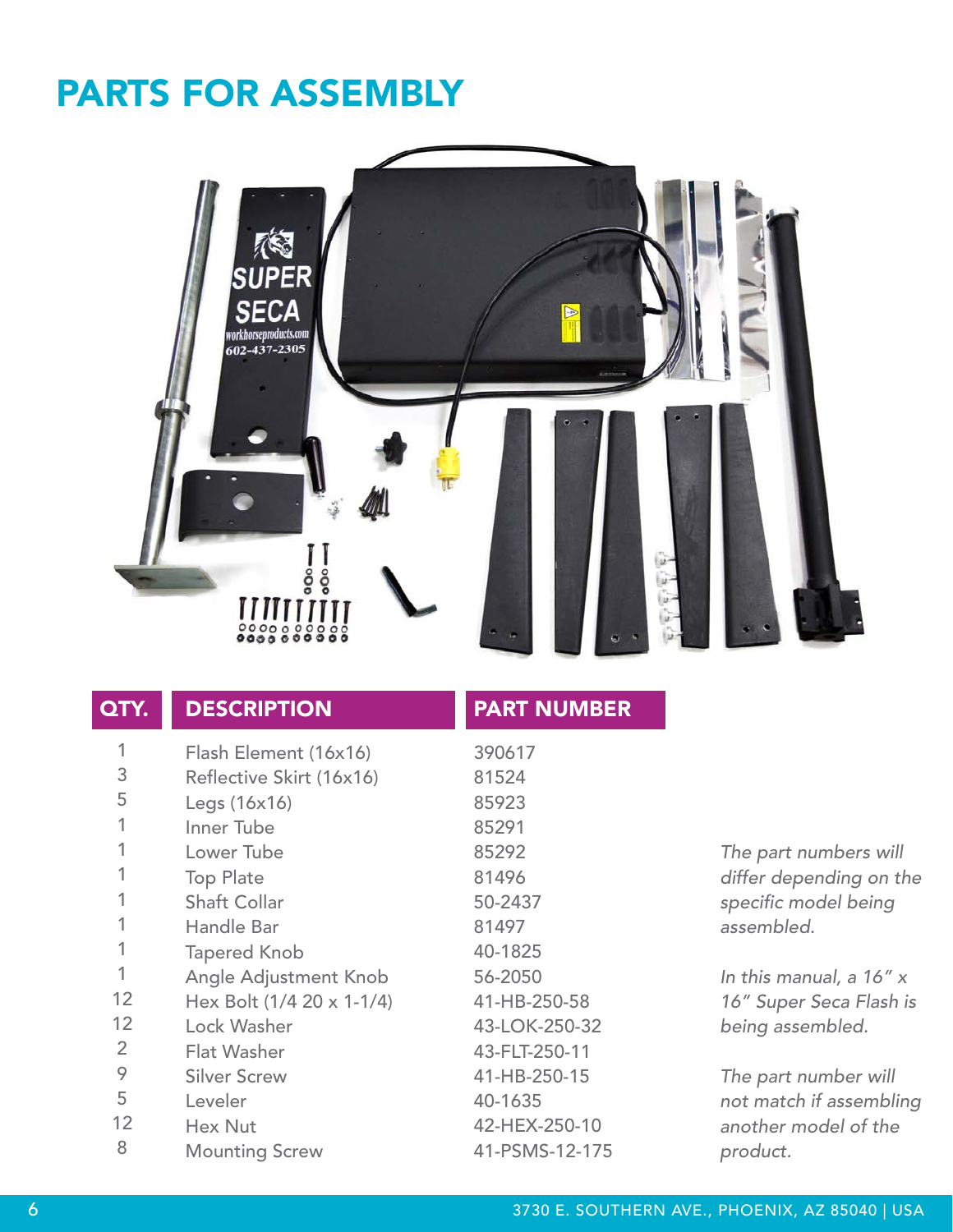# PARTS FOR ASSEMBLY

| QTY. | DESCRIPTION | PART NUMBER |
|---|---|---|
| 1 | Flash Element (16x16) | 390617 |
| 3 | Reflective Skirt (16x16) | 81524 |
| 5 | Legs (16x16) | 85923 |
| 1 | Inner Tube | 85291 |
| 1 | Lower Tube | 85292 |
| 1 | Top Plate | 81496 |
| 1 | Shaft Collar | 50-2437 |
| 1 | Handle Bar | 81497 |
| 1 | Tapered Knob | 40-1825 |
| 1 | Angle Adjustment Knob | 56-2050 |
| 12 | Hex Bolt (1/4 20 x 1-1/4) | 41-HB-250-58 |
| 12 | Lock Washer | 43-LOK-250-32 |
| 2 | Flat Washer | 43-FLT-250-11 |
| 9 | Silver Screw | 41-HB-250-15 |
| 5 | Leveler | 40-1635 |
| 12 | Hex Nut | 42-HEX-250-10 |
| 8 | Mounting Screw | 41-PSMS-12-175 |

*The part numbers will differ depending on the specific model being assembled.*

*In this manual, a 16" x 16" Super Seca Flash is being assembled.*

*The part number will not match if assembling another model of the product.*

3730 E. SOUTHERN AVE., PHOENIX, AZ 85040 | USA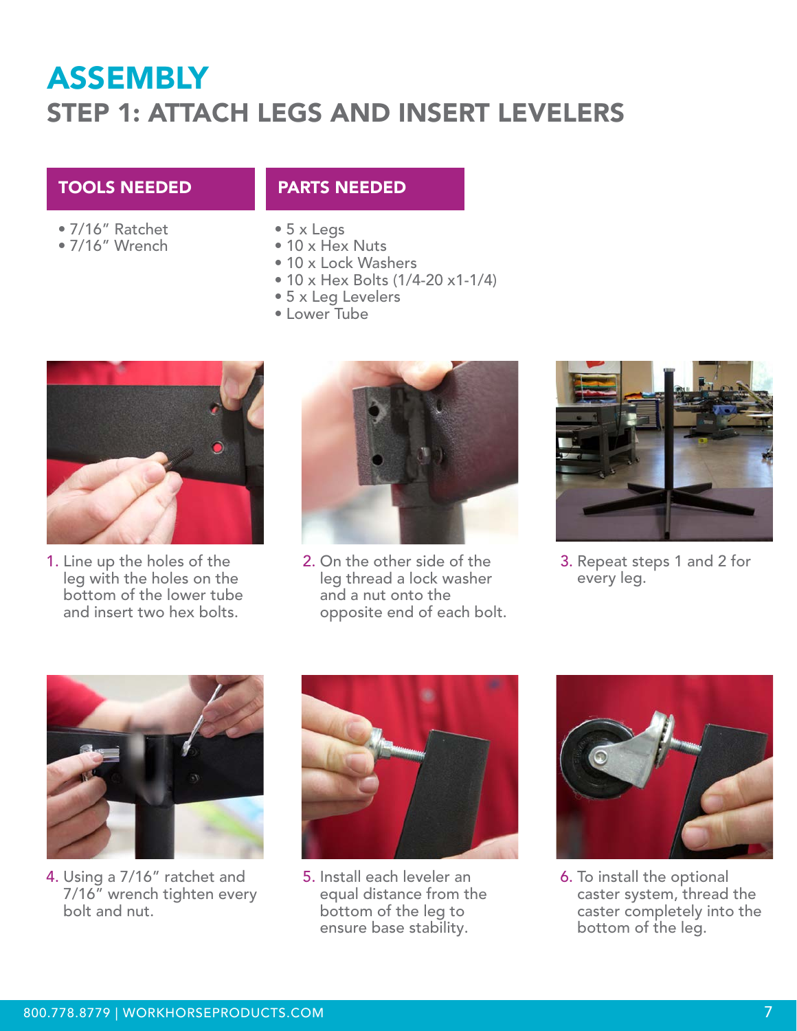# ASSEMBLY

## STEP 1: ATTACH LEGS AND INSERT LEVELERS

### TOOLS NEEDED

- 7/16" Ratchet
- 7/16" Wrench

### PARTS NEEDED

- 5 x Legs
- 10 x Hex Nuts
- 10 x Lock Washers
- 10 x Hex Bolts (1/4-20 x1-1/4)
- 5 x Leg Levelers
- Lower Tube

1. Line up the holes of the leg with the holes on the bottom of the lower tube and insert two hex bolts.

2. On the other side of the leg thread a lock washer and a nut onto the opposite end of each bolt.

3. Repeat steps 1 and 2 for every leg.

4. Using a 7/16" ratchet and 7/16" wrench tighten every bolt and nut.

5. Install each leveler an equal distance from the bottom of the leg to ensure base stability.

6. To install the optional caster system, thread the caster completely into the bottom of the leg.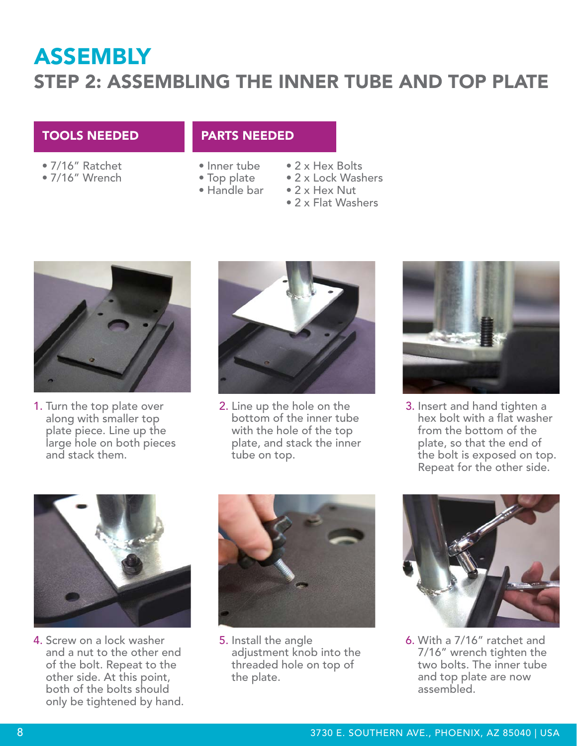# ASSEMBLY

## STEP 2: ASSEMBLING THE INNER TUBE AND TOP PLATE

**TOOLS NEEDED**

- 7/16" Ratchet
- 7/16" Wrench

**PARTS NEEDED**

- Inner tube
- Top plate
- Handle bar
- 2 x Hex Bolts
- 2 x Lock Washers
- 2 x Hex Nut
- 2 x Flat Washers

1. Turn the top plate over along with smaller top plate piece. Line up the large hole on both pieces and stack them.

2. Line up the hole on the bottom of the inner tube with the hole of the top plate, and stack the inner tube on top.

3. Insert and hand tighten a hex bolt with a flat washer from the bottom of the plate, so that the end of the bolt is exposed on top. Repeat for the other side.

4. Screw on a lock washer and a nut to the other end of the bolt. Repeat to the other side. At this point, both of the bolts should only be tightened by hand.

5. Install the angle adjustment knob into the threaded hole on top of the plate.

6. With a 7/16" ratchet and 7/16" wrench tighten the two bolts. The inner tube and top plate are now assembled.

3730 E. SOUTHERN AVE., PHOENIX, AZ 85040 | USA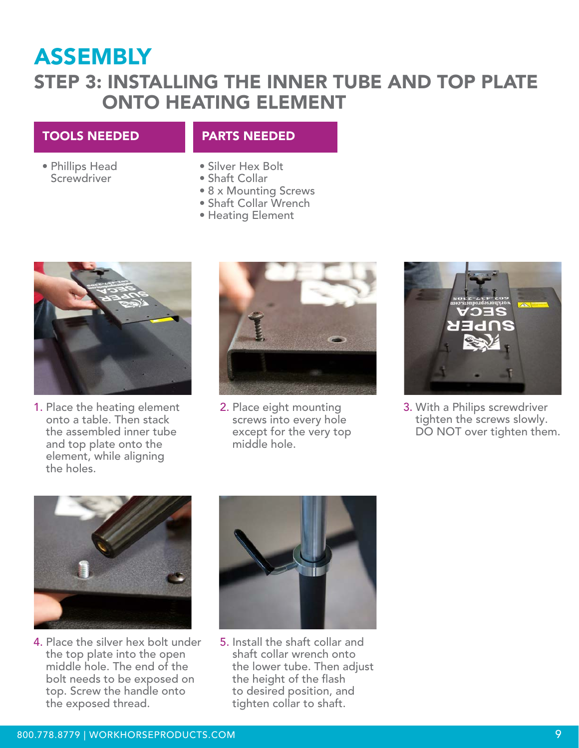# ASSEMBLY

## STEP 3: INSTALLING THE INNER TUBE AND TOP PLATE ONTO HEATING ELEMENT

**TOOLS NEEDED**

- Phillips Head Screwdriver

**PARTS NEEDED**

- Silver Hex Bolt
- Shaft Collar
- 8 x Mounting Screws
- Shaft Collar Wrench
- Heating Element

1. Place the heating element onto a table. Then stack the assembled inner tube and top plate onto the element, while aligning the holes.

2. Place eight mounting screws into every hole except for the very top middle hole.

3. With a Philips screwdriver tighten the screws slowly. DO NOT over tighten them.

4. Place the silver hex bolt under the top plate into the open middle hole. The end of the bolt needs to be exposed on top. Screw the handle onto the exposed thread.

5. Install the shaft collar and shaft collar wrench onto the lower tube. Then adjust the height of the flash to desired position, and tighten collar to shaft.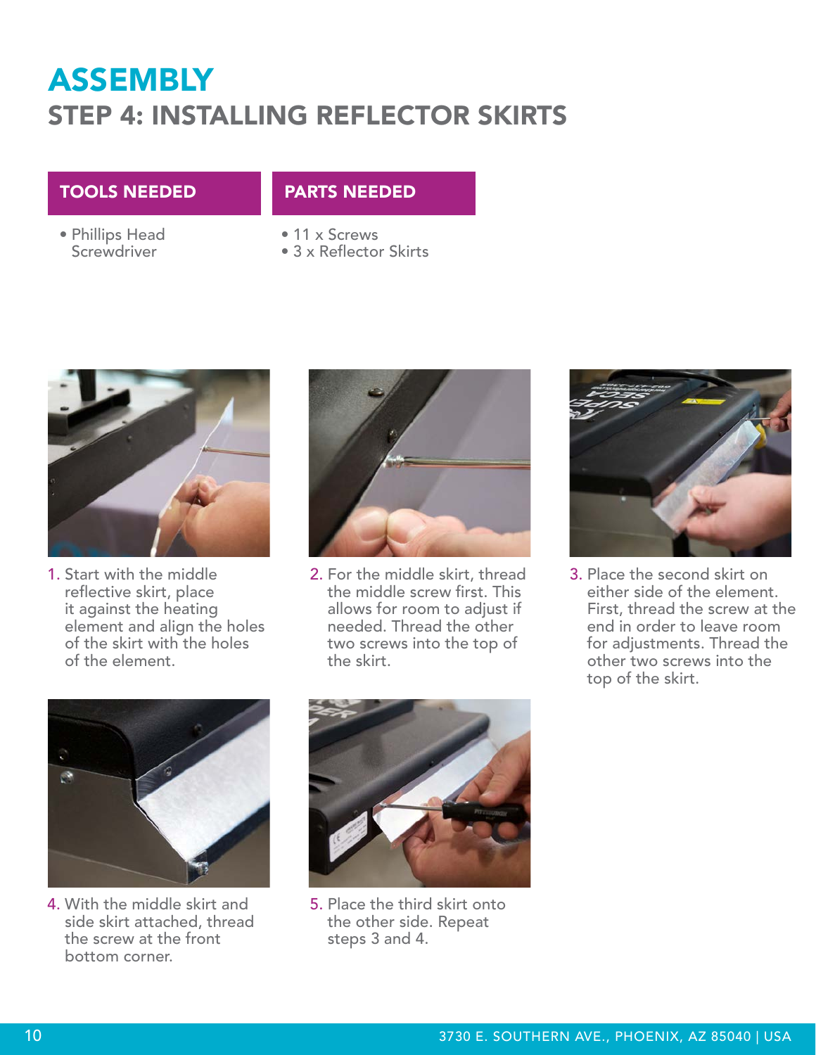# ASSEMBLY

## STEP 4: INSTALLING REFLECTOR SKIRTS

**TOOLS NEEDED**

- Phillips Head Screwdriver

**PARTS NEEDED**

- 11 x Screws
- 3 x Reflector Skirts

1. Start with the middle reflective skirt, place it against the heating element and align the holes of the skirt with the holes of the element.

2. For the middle skirt, thread the middle screw first. This allows for room to adjust if needed. Thread the other two screws into the top of the skirt.

3. Place the second skirt on either side of the element. First, thread the screw at the end in order to leave room for adjustments. Thread the other two screws into the top of the skirt.

4. With the middle skirt and side skirt attached, thread the screw at the front bottom corner.

5. Place the third skirt onto the other side. Repeat steps 3 and 4.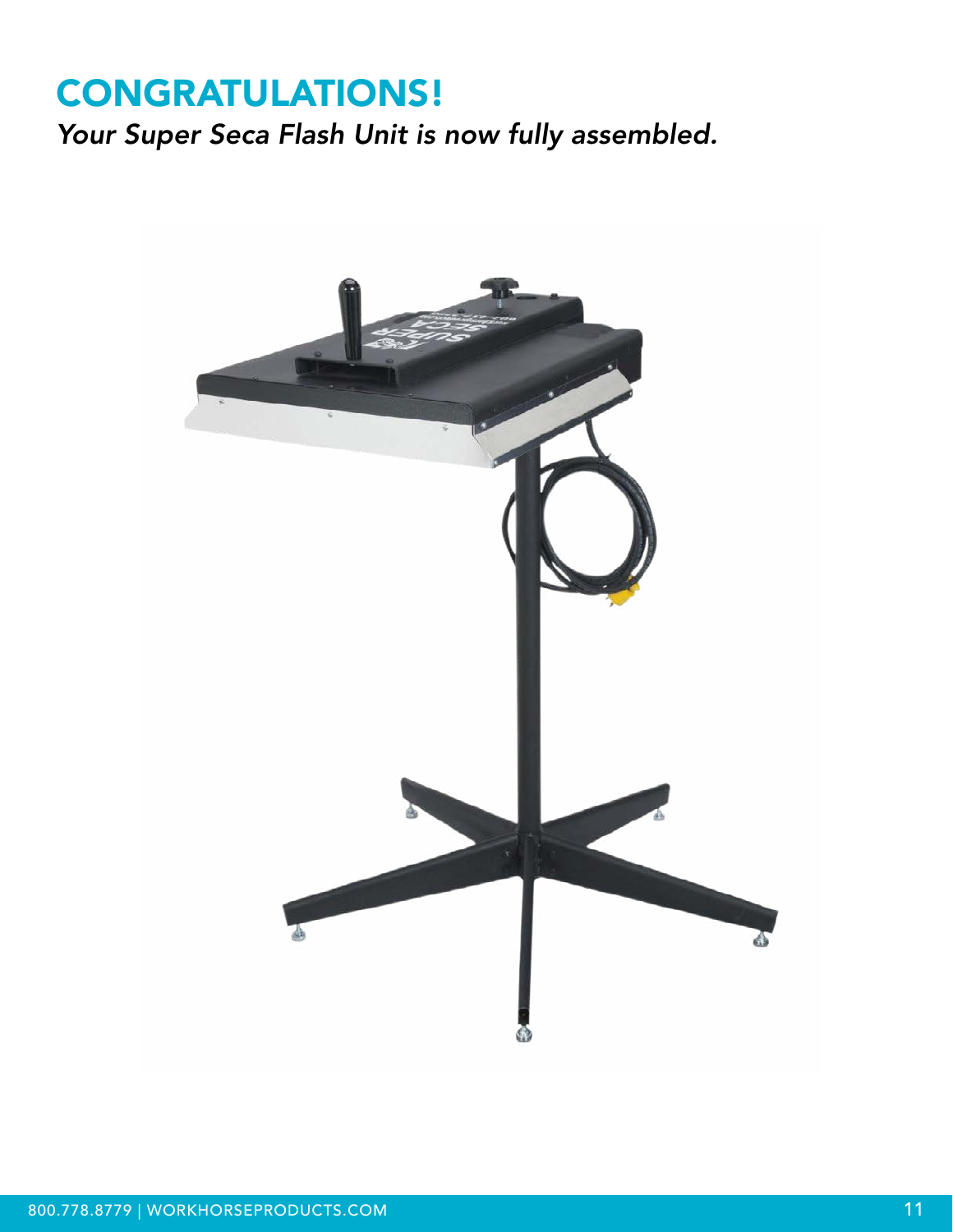# CONGRATULATIONS!

*Your Super Seca Flash Unit is now fully assembled.*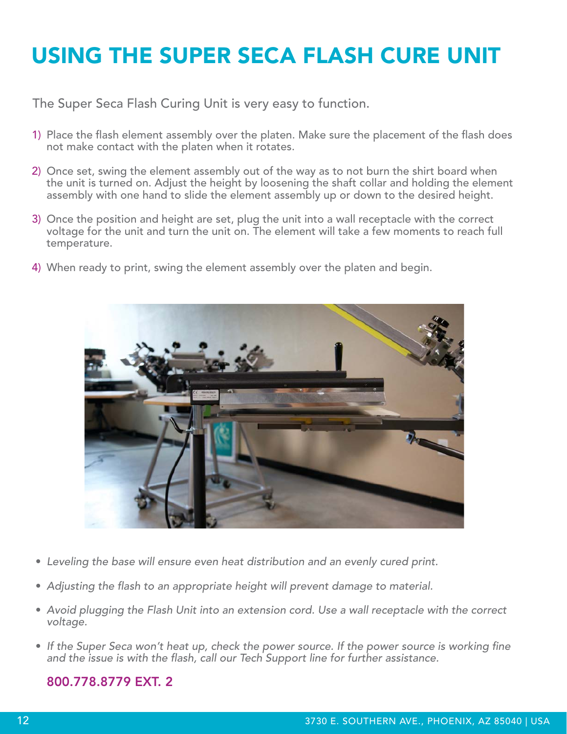# USING THE SUPER SECA FLASH CURE UNIT

The Super Seca Flash Curing Unit is very easy to function.

1) Place the flash element assembly over the platen. Make sure the placement of the flash does not make contact with the platen when it rotates.

2) Once set, swing the element assembly out of the way as to not burn the shirt board when the unit is turned on. Adjust the height by loosening the shaft collar and holding the element assembly with one hand to slide the element assembly up or down to the desired height.

3) Once the position and height are set, plug the unit into a wall receptacle with the correct voltage for the unit and turn the unit on. The element will take a few moments to reach full temperature.

4) When ready to print, swing the element assembly over the platen and begin.

- *Leveling the base will ensure even heat distribution and an evenly cured print.*
- *Adjusting the flash to an appropriate height will prevent damage to material.*
- *Avoid plugging the Flash Unit into an extension cord. Use a wall receptacle with the correct voltage.*
- *If the Super Seca won't heat up, check the power source. If the power source is working fine and the issue is with the flash, call our Tech Support line for further assistance.*

**800.778.8779 EXT. 2**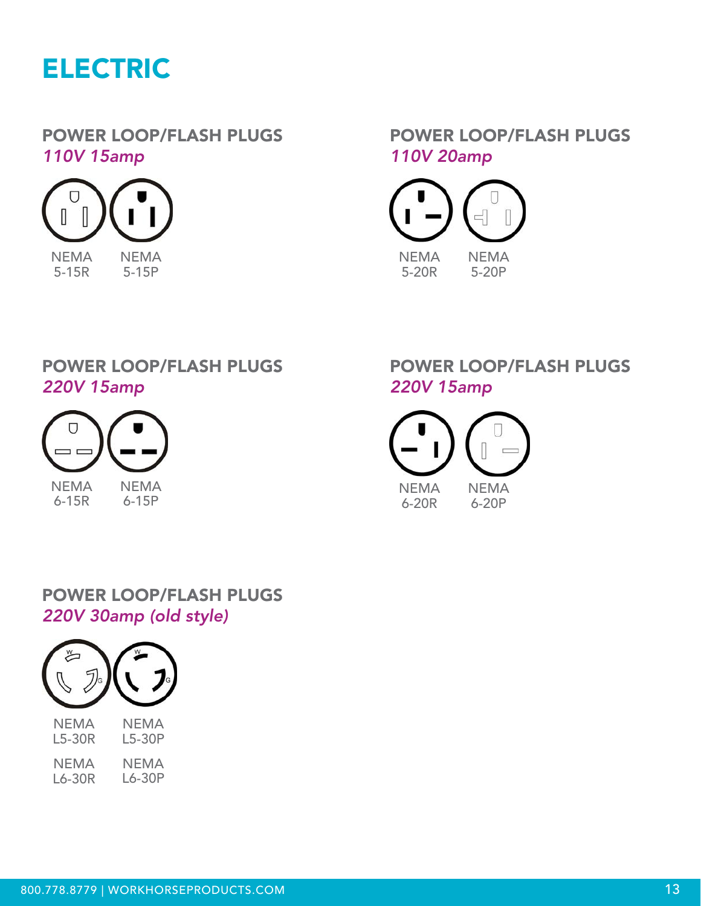# ELECTRIC

## POWER LOOP/FLASH PLUGS

*110V 15amp*

NEMA 5-15R

NEMA 5-15P

## POWER LOOP/FLASH PLUGS

*110V 20amp*

NEMA 5-20R

NEMA 5-20P

## POWER LOOP/FLASH PLUGS

*220V 15amp*

NEMA 6-15R

NEMA 6-15P

## POWER LOOP/FLASH PLUGS

*220V 15amp*

NEMA 6-20R

NEMA 6-20P

## POWER LOOP/FLASH PLUGS

*220V 30amp (old style)*

NEMA L5-30R

NEMA L5-30P

NEMA L6-30R

NEMA L6-30P

800.778.8779 | WORKHORSEPRODUCTS.COM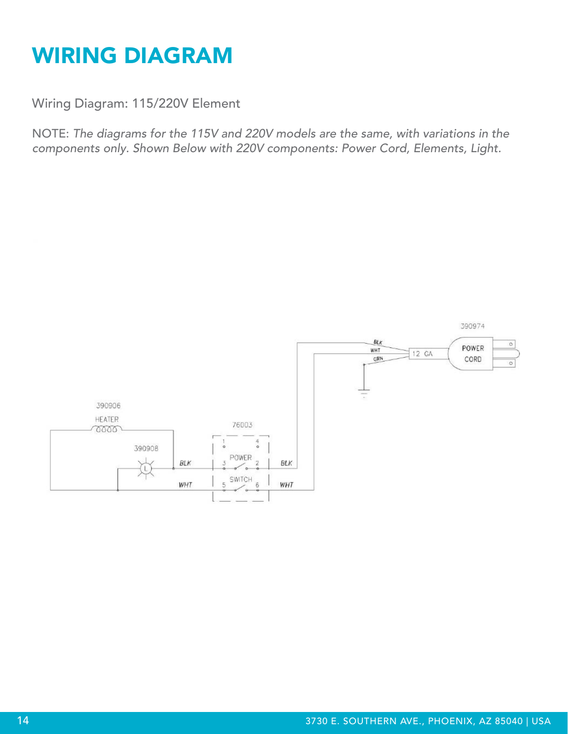# WIRING DIAGRAM

Wiring Diagram: 115/220V Element

NOTE: *The diagrams for the 115V and 220V models are the same, with variations in the components only. Shown Below with 220V components: Power Cord, Elements, Light.*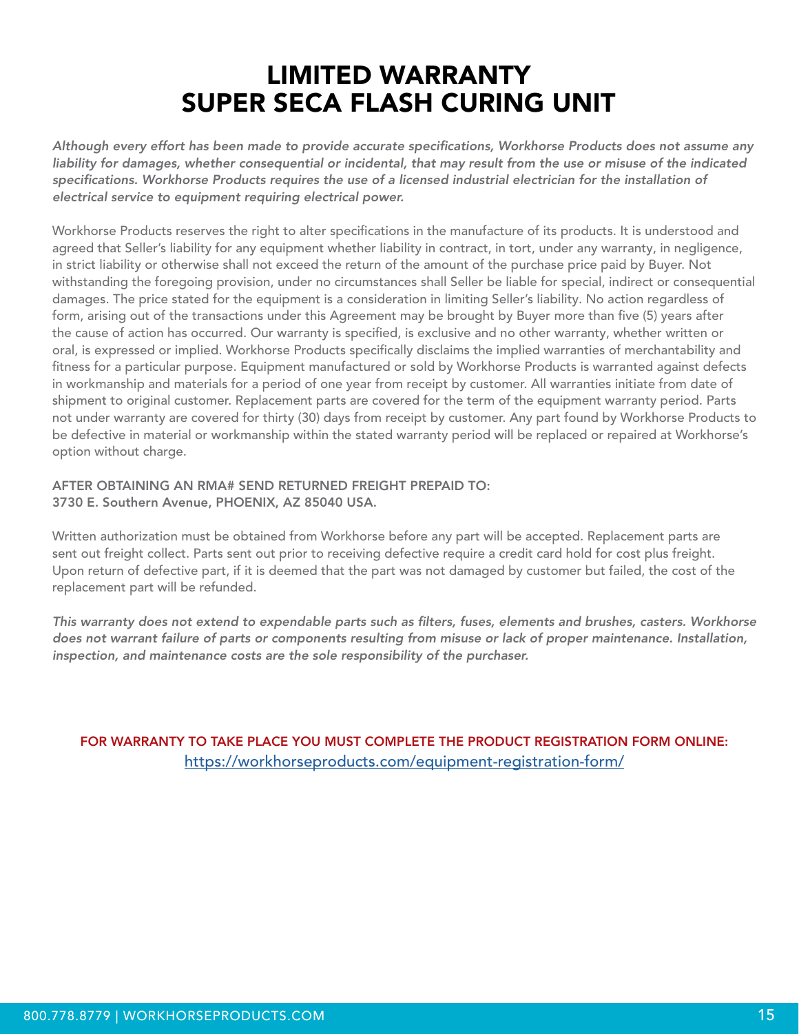# LIMITED WARRANTY
# SUPER SECA FLASH CURING UNIT

*Although every effort has been made to provide accurate specifications, Workhorse Products does not assume any liability for damages, whether consequential or incidental, that may result from the use or misuse of the indicated specifications. Workhorse Products requires the use of a licensed industrial electrician for the installation of electrical service to equipment requiring electrical power.*

Workhorse Products reserves the right to alter specifications in the manufacture of its products. It is understood and agreed that Seller's liability for any equipment whether liability in contract, in tort, under any warranty, in negligence, in strict liability or otherwise shall not exceed the return of the amount of the purchase price paid by Buyer. Not withstanding the foregoing provision, under no circumstances shall Seller be liable for special, indirect or consequential damages. The price stated for the equipment is a consideration in limiting Seller's liability. No action regardless of form, arising out of the transactions under this Agreement may be brought by Buyer more than five (5) years after the cause of action has occurred. Our warranty is specified, is exclusive and no other warranty, whether written or oral, is expressed or implied. Workhorse Products specifically disclaims the implied warranties of merchantability and fitness for a particular purpose. Equipment manufactured or sold by Workhorse Products is warranted against defects in workmanship and materials for a period of one year from receipt by customer. All warranties initiate from date of shipment to original customer. Replacement parts are covered for the term of the equipment warranty period. Parts not under warranty are covered for thirty (30) days from receipt by customer. Any part found by Workhorse Products to be defective in material or workmanship within the stated warranty period will be replaced or repaired at Workhorse's option without charge.

**AFTER OBTAINING AN RMA# SEND RETURNED FREIGHT PREPAID TO:**
**3730 E. Southern Avenue, PHOENIX, AZ 85040 USA.**

Written authorization must be obtained from Workhorse before any part will be accepted. Replacement parts are sent out freight collect. Parts sent out prior to receiving defective require a credit card hold for cost plus freight. Upon return of defective part, if it is deemed that the part was not damaged by customer but failed, the cost of the replacement part will be refunded.

***This warranty does not extend to expendable parts such as filters, fuses, elements and brushes, casters. Workhorse does not warrant failure of parts or components resulting from misuse or lack of proper maintenance. Installation, inspection, and maintenance costs are the sole responsibility of the purchaser.***

**FOR WARRANTY TO TAKE PLACE YOU MUST COMPLETE THE PRODUCT REGISTRATION FORM ONLINE:**
https://workhorseproducts.com/equipment-registration-form/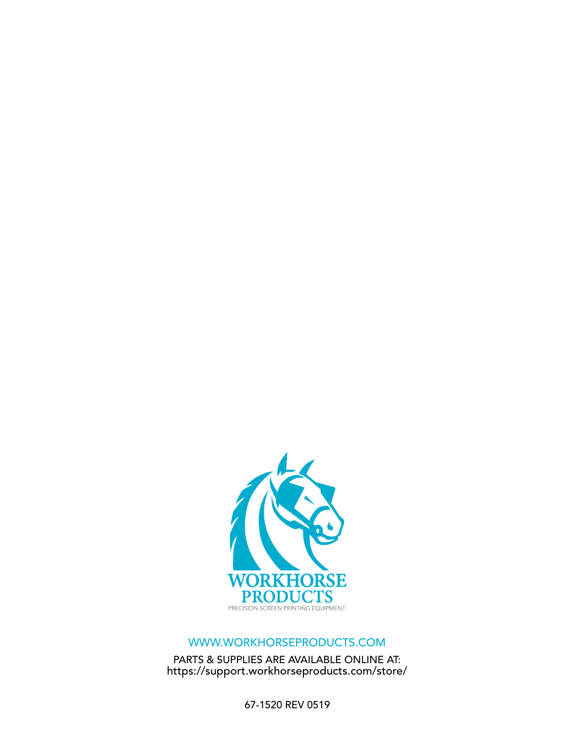WORKHORSE PRODUCTS

PRECISION SCREEN PRINTING EQUIPMENT

WWW.WORKHORSEPRODUCTS.COM

PARTS & SUPPLIES ARE AVAILABLE ONLINE AT:
https://support.workhorseproducts.com/store/

67-1520 REV 0519